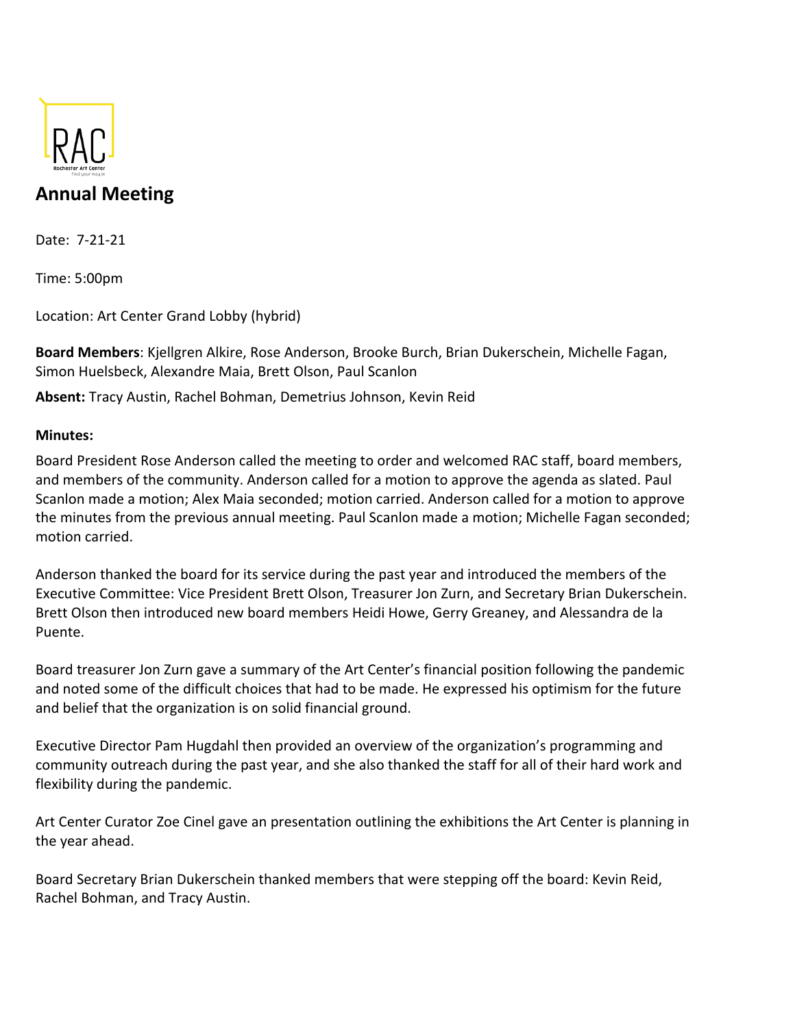# Annual Meeting

Date: 7-21-21

Time: 5:00pm

Location: Art Center Grand Lobby (hybrid)

**Board Members**: Kjellgren Alkire, Rose Anderson, Brooke Burch, Brian Dukerschein, Michelle Fagan, Simon Huelsbeck, Alexandre Maia, Brett Olson, Paul Scanlon

**Absent:** Tracy Austin, Rachel Bohman, Demetrius Johnson, Kevin Reid

**Minutes:**

Board President Rose Anderson called the meeting to order and welcomed RAC staff, board members, and members of the community. Anderson called for a motion to approve the agenda as slated. Paul Scanlon made a motion; Alex Maia seconded; motion carried. Anderson called for a motion to approve the minutes from the previous annual meeting. Paul Scanlon made a motion; Michelle Fagan seconded; motion carried.

Anderson thanked the board for its service during the past year and introduced the members of the Executive Committee: Vice President Brett Olson, Treasurer Jon Zurn, and Secretary Brian Dukerschein. Brett Olson then introduced new board members Heidi Howe, Gerry Greaney, and Alessandra de la Puente.

Board treasurer Jon Zurn gave a summary of the Art Center's financial position following the pandemic and noted some of the difficult choices that had to be made. He expressed his optimism for the future and belief that the organization is on solid financial ground.

Executive Director Pam Hugdahl then provided an overview of the organization's programming and community outreach during the past year, and she also thanked the staff for all of their hard work and flexibility during the pandemic.

Art Center Curator Zoe Cinel gave an presentation outlining the exhibitions the Art Center is planning in the year ahead.

Board Secretary Brian Dukerschein thanked members that were stepping off the board: Kevin Reid, Rachel Bohman, and Tracy Austin.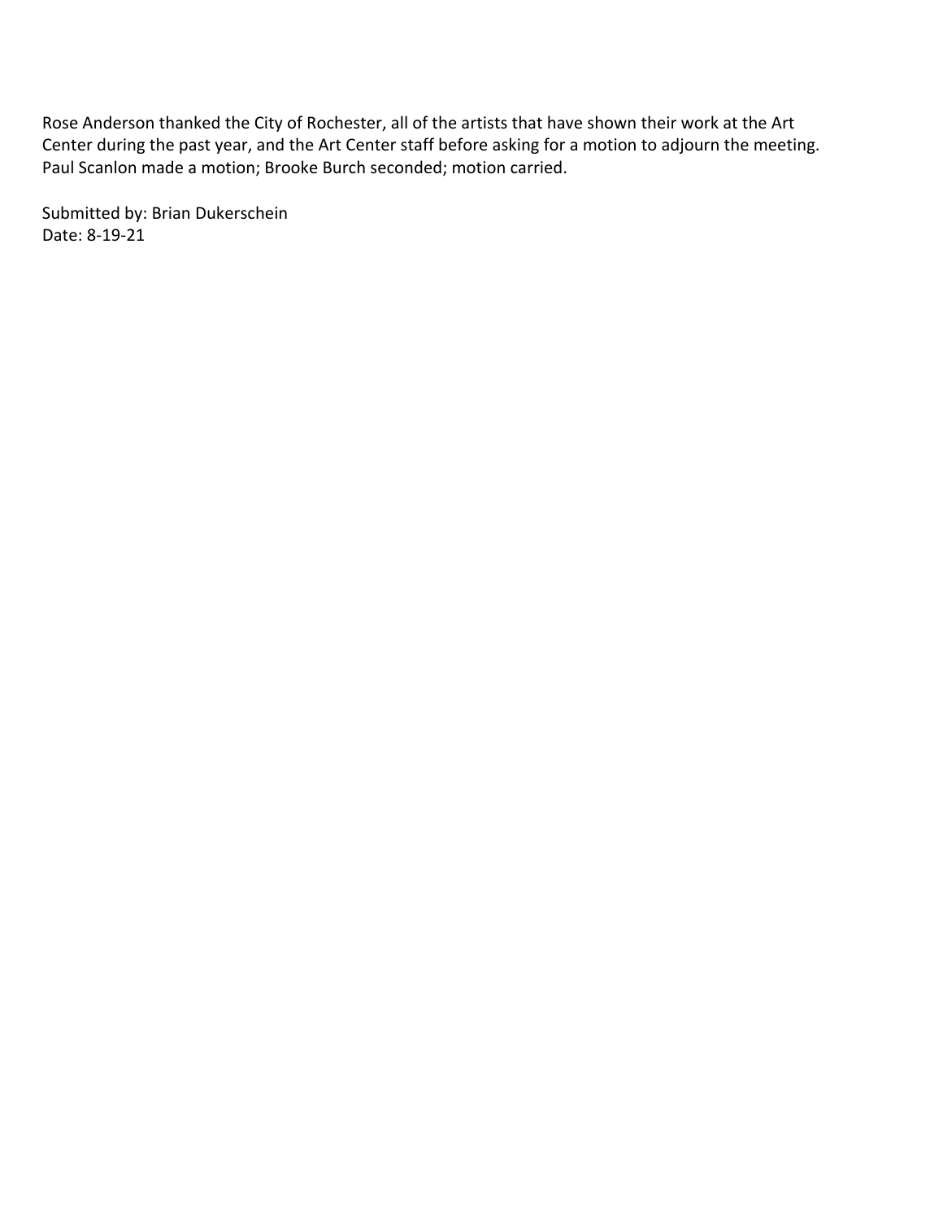Rose Anderson thanked the City of Rochester, all of the artists that have shown their work at the Art Center during the past year, and the Art Center staff before asking for a motion to adjourn the meeting. Paul Scanlon made a motion; Brooke Burch seconded; motion carried.

Submitted by: Brian Dukerschein
Date: 8-19-21